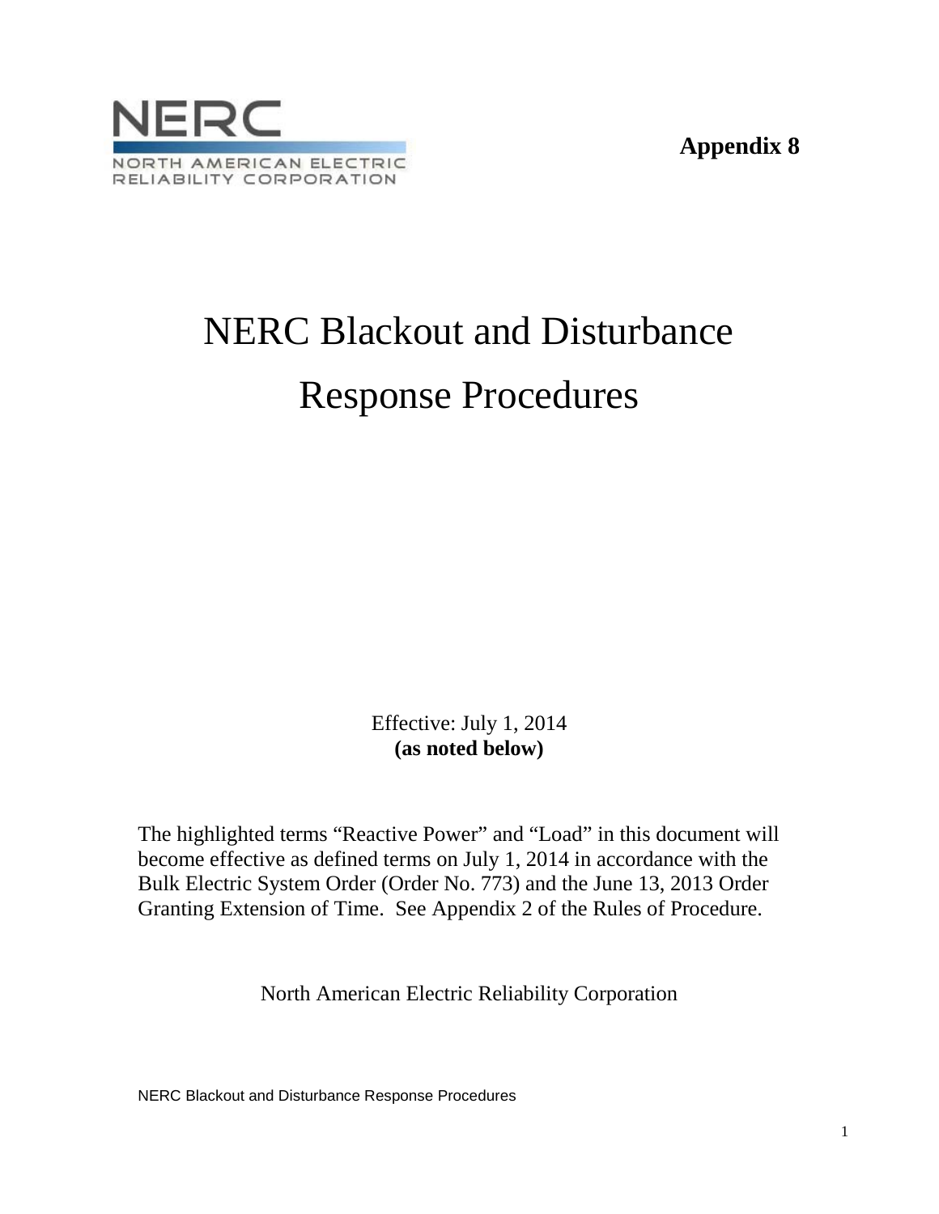NERC

NORTH AMERICAN ELECTRIC
RELIABILITY CORPORATION

**Appendix 8**

# NERC Blackout and Disturbance Response Procedures

Effective: July 1, 2014
**(as noted below)**

The highlighted terms "Reactive Power" and "Load" in this document will become effective as defined terms on July 1, 2014 in accordance with the Bulk Electric System Order (Order No. 773) and the June 13, 2013 Order Granting Extension of Time. See Appendix 2 of the Rules of Procedure.

North American Electric Reliability Corporation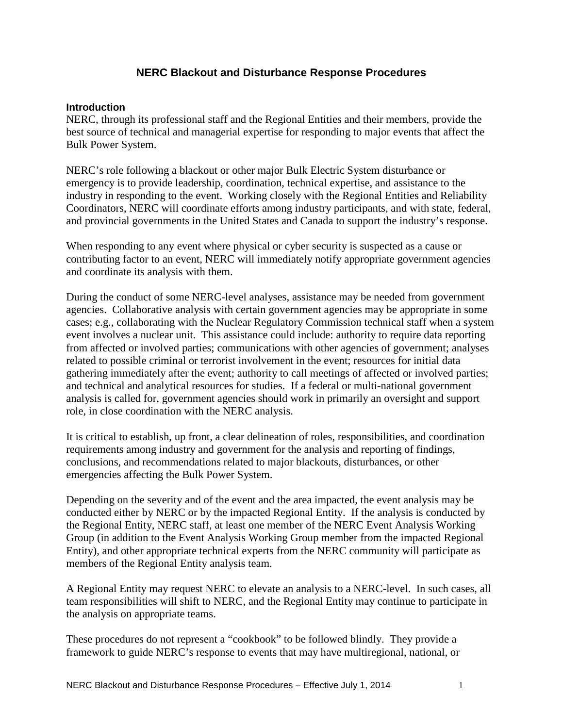# NERC Blackout and Disturbance Response Procedures

## Introduction

NERC, through its professional staff and the Regional Entities and their members, provide the best source of technical and managerial expertise for responding to major events that affect the Bulk Power System.

NERC's role following a blackout or other major Bulk Electric System disturbance or emergency is to provide leadership, coordination, technical expertise, and assistance to the industry in responding to the event. Working closely with the Regional Entities and Reliability Coordinators, NERC will coordinate efforts among industry participants, and with state, federal, and provincial governments in the United States and Canada to support the industry's response.

When responding to any event where physical or cyber security is suspected as a cause or contributing factor to an event, NERC will immediately notify appropriate government agencies and coordinate its analysis with them.

During the conduct of some NERC-level analyses, assistance may be needed from government agencies. Collaborative analysis with certain government agencies may be appropriate in some cases; e.g., collaborating with the Nuclear Regulatory Commission technical staff when a system event involves a nuclear unit. This assistance could include: authority to require data reporting from affected or involved parties; communications with other agencies of government; analyses related to possible criminal or terrorist involvement in the event; resources for initial data gathering immediately after the event; authority to call meetings of affected or involved parties; and technical and analytical resources for studies. If a federal or multi-national government analysis is called for, government agencies should work in primarily an oversight and support role, in close coordination with the NERC analysis.

It is critical to establish, up front, a clear delineation of roles, responsibilities, and coordination requirements among industry and government for the analysis and reporting of findings, conclusions, and recommendations related to major blackouts, disturbances, or other emergencies affecting the Bulk Power System.

Depending on the severity and of the event and the area impacted, the event analysis may be conducted either by NERC or by the impacted Regional Entity. If the analysis is conducted by the Regional Entity, NERC staff, at least one member of the NERC Event Analysis Working Group (in addition to the Event Analysis Working Group member from the impacted Regional Entity), and other appropriate technical experts from the NERC community will participate as members of the Regional Entity analysis team.

A Regional Entity may request NERC to elevate an analysis to a NERC-level. In such cases, all team responsibilities will shift to NERC, and the Regional Entity may continue to participate in the analysis on appropriate teams.

These procedures do not represent a "cookbook" to be followed blindly. They provide a framework to guide NERC's response to events that may have multiregional, national, or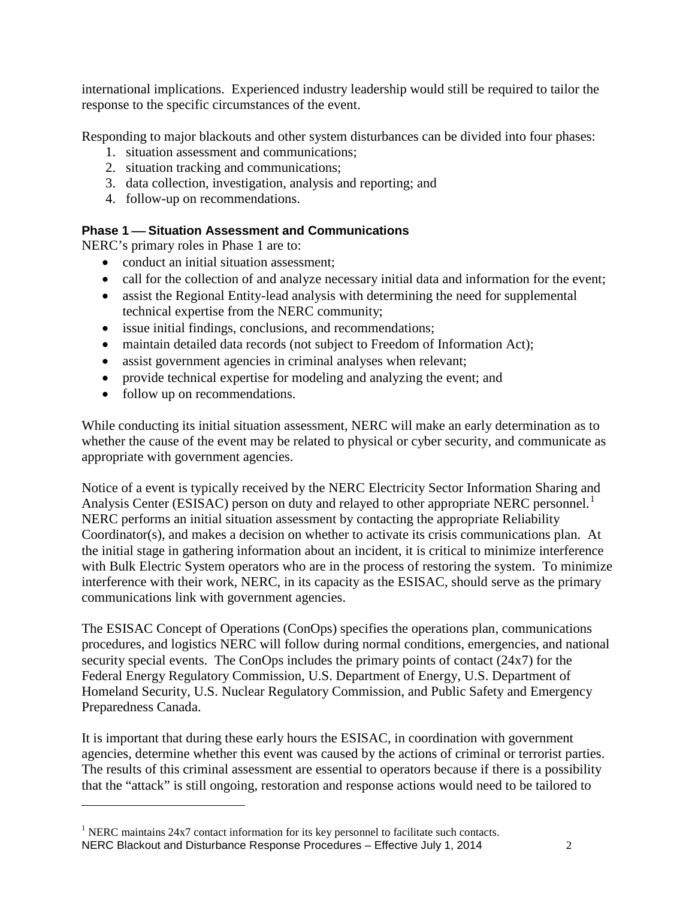international implications. Experienced industry leadership would still be required to tailor the response to the specific circumstances of the event.

Responding to major blackouts and other system disturbances can be divided into four phases:

1. situation assessment and communications;
2. situation tracking and communications;
3. data collection, investigation, analysis and reporting; and
4. follow-up on recommendations.

### Phase 1 — Situation Assessment and Communications

NERC's primary roles in Phase 1 are to:

- conduct an initial situation assessment;
- call for the collection of and analyze necessary initial data and information for the event;
- assist the Regional Entity-lead analysis with determining the need for supplemental technical expertise from the NERC community;
- issue initial findings, conclusions, and recommendations;
- maintain detailed data records (not subject to Freedom of Information Act);
- assist government agencies in criminal analyses when relevant;
- provide technical expertise for modeling and analyzing the event; and
- follow up on recommendations.

While conducting its initial situation assessment, NERC will make an early determination as to whether the cause of the event may be related to physical or cyber security, and communicate as appropriate with government agencies.

Notice of a event is typically received by the NERC Electricity Sector Information Sharing and Analysis Center (ESISAC) person on duty and relayed to other appropriate NERC personnel.[1] NERC performs an initial situation assessment by contacting the appropriate Reliability Coordinator(s), and makes a decision on whether to activate its crisis communications plan. At the initial stage in gathering information about an incident, it is critical to minimize interference with Bulk Electric System operators who are in the process of restoring the system. To minimize interference with their work, NERC, in its capacity as the ESISAC, should serve as the primary communications link with government agencies.

The ESISAC Concept of Operations (ConOps) specifies the operations plan, communications procedures, and logistics NERC will follow during normal conditions, emergencies, and national security special events. The ConOps includes the primary points of contact (24x7) for the Federal Energy Regulatory Commission, U.S. Department of Energy, U.S. Department of Homeland Security, U.S. Nuclear Regulatory Commission, and Public Safety and Emergency Preparedness Canada.

It is important that during these early hours the ESISAC, in coordination with government agencies, determine whether this event was caused by the actions of criminal or terrorist parties. The results of this criminal assessment are essential to operators because if there is a possibility that the "attack" is still ongoing, restoration and response actions would need to be tailored to

[1] NERC maintains 24x7 contact information for its key personnel to facilitate such contacts.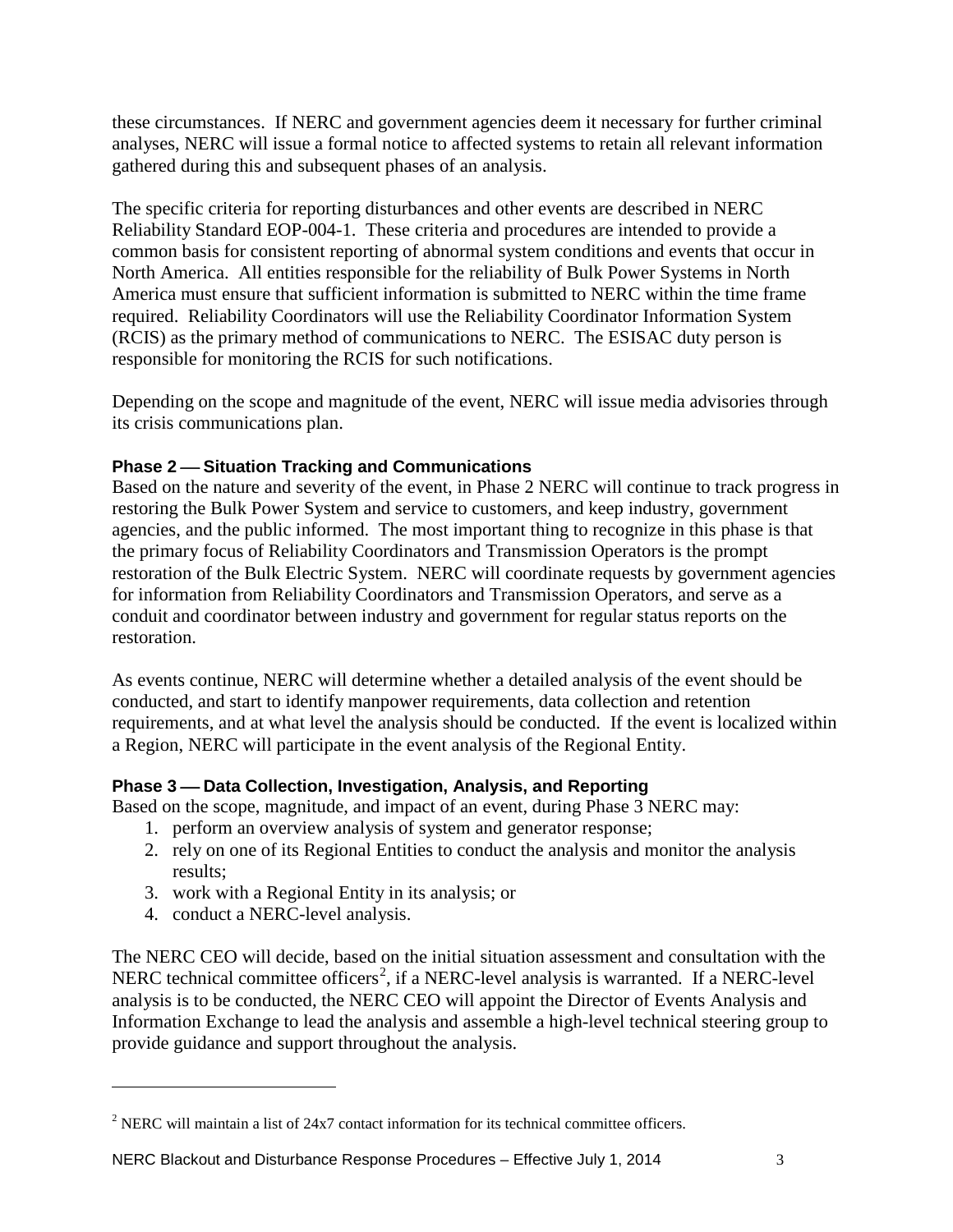these circumstances. If NERC and government agencies deem it necessary for further criminal analyses, NERC will issue a formal notice to affected systems to retain all relevant information gathered during this and subsequent phases of an analysis.

The specific criteria for reporting disturbances and other events are described in NERC Reliability Standard EOP-004-1. These criteria and procedures are intended to provide a common basis for consistent reporting of abnormal system conditions and events that occur in North America. All entities responsible for the reliability of Bulk Power Systems in North America must ensure that sufficient information is submitted to NERC within the time frame required. Reliability Coordinators will use the Reliability Coordinator Information System (RCIS) as the primary method of communications to NERC. The ESISAC duty person is responsible for monitoring the RCIS for such notifications.

Depending on the scope and magnitude of the event, NERC will issue media advisories through its crisis communications plan.

### Phase 2 — Situation Tracking and Communications

Based on the nature and severity of the event, in Phase 2 NERC will continue to track progress in restoring the Bulk Power System and service to customers, and keep industry, government agencies, and the public informed. The most important thing to recognize in this phase is that the primary focus of Reliability Coordinators and Transmission Operators is the prompt restoration of the Bulk Electric System. NERC will coordinate requests by government agencies for information from Reliability Coordinators and Transmission Operators, and serve as a conduit and coordinator between industry and government for regular status reports on the restoration.

As events continue, NERC will determine whether a detailed analysis of the event should be conducted, and start to identify manpower requirements, data collection and retention requirements, and at what level the analysis should be conducted. If the event is localized within a Region, NERC will participate in the event analysis of the Regional Entity.

### Phase 3 — Data Collection, Investigation, Analysis, and Reporting

Based on the scope, magnitude, and impact of an event, during Phase 3 NERC may:

1. perform an overview analysis of system and generator response;
2. rely on one of its Regional Entities to conduct the analysis and monitor the analysis results;
3. work with a Regional Entity in its analysis; or
4. conduct a NERC-level analysis.

The NERC CEO will decide, based on the initial situation assessment and consultation with the NERC technical committee officers[2], if a NERC-level analysis is warranted. If a NERC-level analysis is to be conducted, the NERC CEO will appoint the Director of Events Analysis and Information Exchange to lead the analysis and assemble a high-level technical steering group to provide guidance and support throughout the analysis.

---

[2] NERC will maintain a list of 24x7 contact information for its technical committee officers.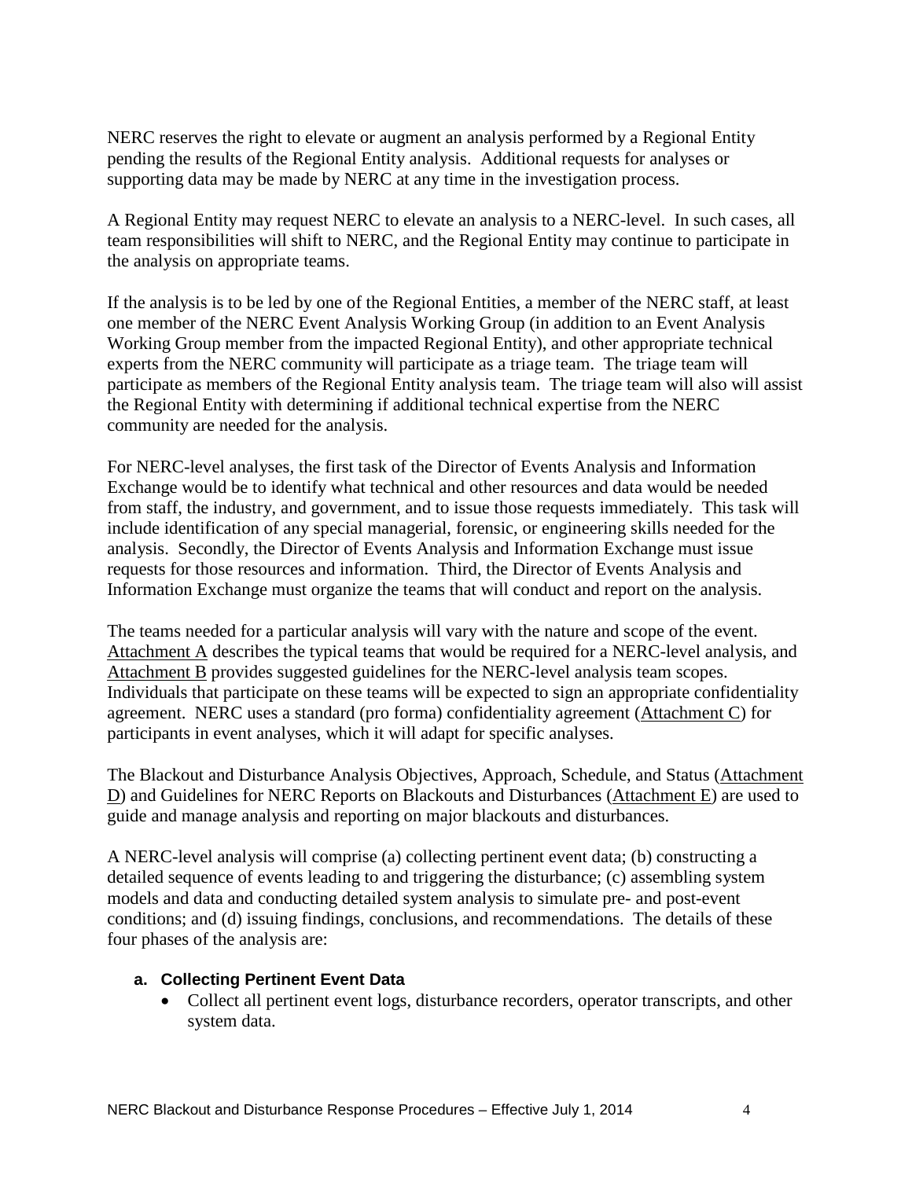NERC reserves the right to elevate or augment an analysis performed by a Regional Entity pending the results of the Regional Entity analysis. Additional requests for analyses or supporting data may be made by NERC at any time in the investigation process.

A Regional Entity may request NERC to elevate an analysis to a NERC-level. In such cases, all team responsibilities will shift to NERC, and the Regional Entity may continue to participate in the analysis on appropriate teams.

If the analysis is to be led by one of the Regional Entities, a member of the NERC staff, at least one member of the NERC Event Analysis Working Group (in addition to an Event Analysis Working Group member from the impacted Regional Entity), and other appropriate technical experts from the NERC community will participate as a triage team. The triage team will participate as members of the Regional Entity analysis team. The triage team will also will assist the Regional Entity with determining if additional technical expertise from the NERC community are needed for the analysis.

For NERC-level analyses, the first task of the Director of Events Analysis and Information Exchange would be to identify what technical and other resources and data would be needed from staff, the industry, and government, and to issue those requests immediately. This task will include identification of any special managerial, forensic, or engineering skills needed for the analysis. Secondly, the Director of Events Analysis and Information Exchange must issue requests for those resources and information. Third, the Director of Events Analysis and Information Exchange must organize the teams that will conduct and report on the analysis.

The teams needed for a particular analysis will vary with the nature and scope of the event. Attachment A describes the typical teams that would be required for a NERC-level analysis, and Attachment B provides suggested guidelines for the NERC-level analysis team scopes. Individuals that participate on these teams will be expected to sign an appropriate confidentiality agreement. NERC uses a standard (pro forma) confidentiality agreement (Attachment C) for participants in event analyses, which it will adapt for specific analyses.

The Blackout and Disturbance Analysis Objectives, Approach, Schedule, and Status (Attachment D) and Guidelines for NERC Reports on Blackouts and Disturbances (Attachment E) are used to guide and manage analysis and reporting on major blackouts and disturbances.

A NERC-level analysis will comprise (a) collecting pertinent event data; (b) constructing a detailed sequence of events leading to and triggering the disturbance; (c) assembling system models and data and conducting detailed system analysis to simulate pre- and post-event conditions; and (d) issuing findings, conclusions, and recommendations. The details of these four phases of the analysis are:

#### a. Collecting Pertinent Event Data

- Collect all pertinent event logs, disturbance recorders, operator transcripts, and other system data.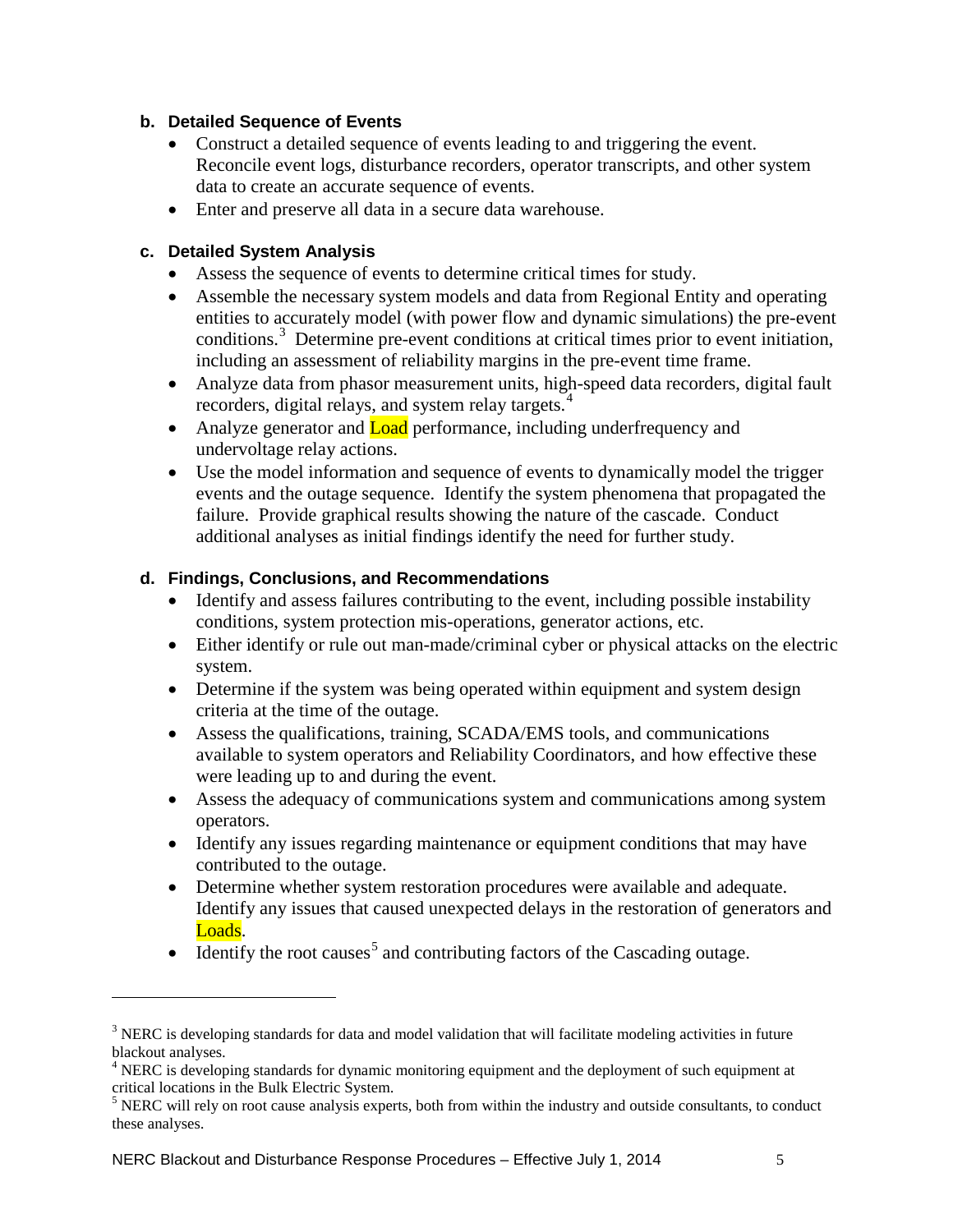**b. Detailed Sequence of Events**

- Construct a detailed sequence of events leading to and triggering the event. Reconcile event logs, disturbance recorders, operator transcripts, and other system data to create an accurate sequence of events.
- Enter and preserve all data in a secure data warehouse.

**c. Detailed System Analysis**

- Assess the sequence of events to determine critical times for study.
- Assemble the necessary system models and data from Regional Entity and operating entities to accurately model (with power flow and dynamic simulations) the pre-event conditions.[3] Determine pre-event conditions at critical times prior to event initiation, including an assessment of reliability margins in the pre-event time frame.
- Analyze data from phasor measurement units, high-speed data recorders, digital fault recorders, digital relays, and system relay targets.[4]
- Analyze generator and Load performance, including underfrequency and undervoltage relay actions.
- Use the model information and sequence of events to dynamically model the trigger events and the outage sequence. Identify the system phenomena that propagated the failure. Provide graphical results showing the nature of the cascade. Conduct additional analyses as initial findings identify the need for further study.

**d. Findings, Conclusions, and Recommendations**

- Identify and assess failures contributing to the event, including possible instability conditions, system protection mis-operations, generator actions, etc.
- Either identify or rule out man-made/criminal cyber or physical attacks on the electric system.
- Determine if the system was being operated within equipment and system design criteria at the time of the outage.
- Assess the qualifications, training, SCADA/EMS tools, and communications available to system operators and Reliability Coordinators, and how effective these were leading up to and during the event.
- Assess the adequacy of communications system and communications among system operators.
- Identify any issues regarding maintenance or equipment conditions that may have contributed to the outage.
- Determine whether system restoration procedures were available and adequate. Identify any issues that caused unexpected delays in the restoration of generators and Loads.
- Identify the root causes[5] and contributing factors of the Cascading outage.

---

[3] NERC is developing standards for data and model validation that will facilitate modeling activities in future blackout analyses.

[4] NERC is developing standards for dynamic monitoring equipment and the deployment of such equipment at critical locations in the Bulk Electric System.

[5] NERC will rely on root cause analysis experts, both from within the industry and outside consultants, to conduct these analyses.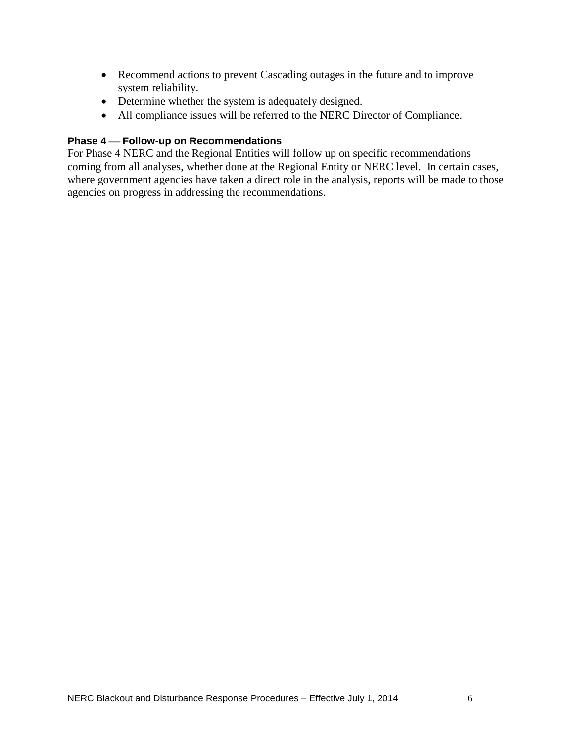- Recommend actions to prevent Cascading outages in the future and to improve system reliability.
- Determine whether the system is adequately designed.
- All compliance issues will be referred to the NERC Director of Compliance.

### Phase 4 — Follow-up on Recommendations

For Phase 4 NERC and the Regional Entities will follow up on specific recommendations coming from all analyses, whether done at the Regional Entity or NERC level. In certain cases, where government agencies have taken a direct role in the analysis, reports will be made to those agencies on progress in addressing the recommendations.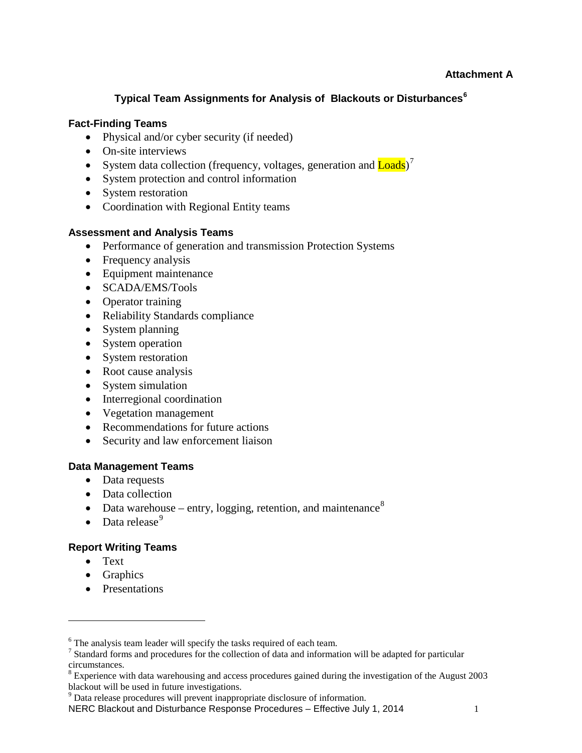**Attachment A**

## Typical Team Assignments for Analysis of Blackouts or Disturbances[6]

### Fact-Finding Teams

- Physical and/or cyber security (if needed)
- On-site interviews
- System data collection (frequency, voltages, generation and Loads)[7]
- System protection and control information
- System restoration
- Coordination with Regional Entity teams

### Assessment and Analysis Teams

- Performance of generation and transmission Protection Systems
- Frequency analysis
- Equipment maintenance
- SCADA/EMS/Tools
- Operator training
- Reliability Standards compliance
- System planning
- System operation
- System restoration
- Root cause analysis
- System simulation
- Interregional coordination
- Vegetation management
- Recommendations for future actions
- Security and law enforcement liaison

### Data Management Teams

- Data requests
- Data collection
- Data warehouse – entry, logging, retention, and maintenance[8]
- Data release[9]

### Report Writing Teams

- Text
- Graphics
- Presentations

---

[6] The analysis team leader will specify the tasks required of each team.

[7] Standard forms and procedures for the collection of data and information will be adapted for particular circumstances.

[8] Experience with data warehousing and access procedures gained during the investigation of the August 2003 blackout will be used in future investigations.

[9] Data release procedures will prevent inappropriate disclosure of information.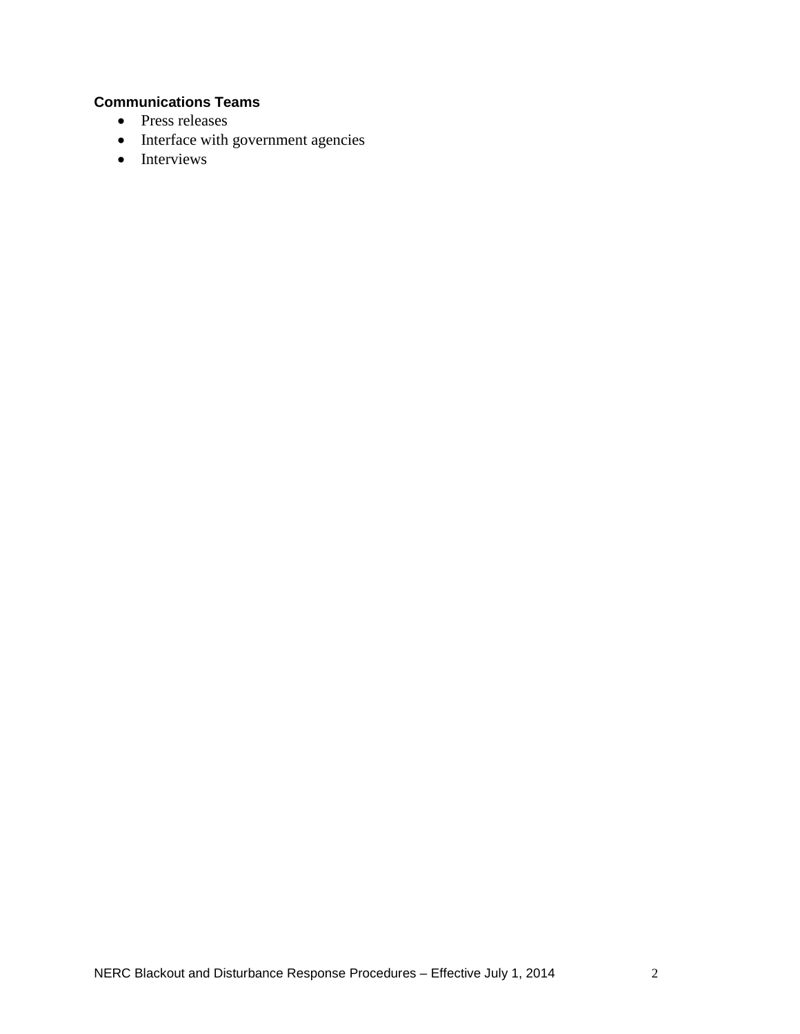**Communications Teams**

- Press releases
- Interface with government agencies
- Interviews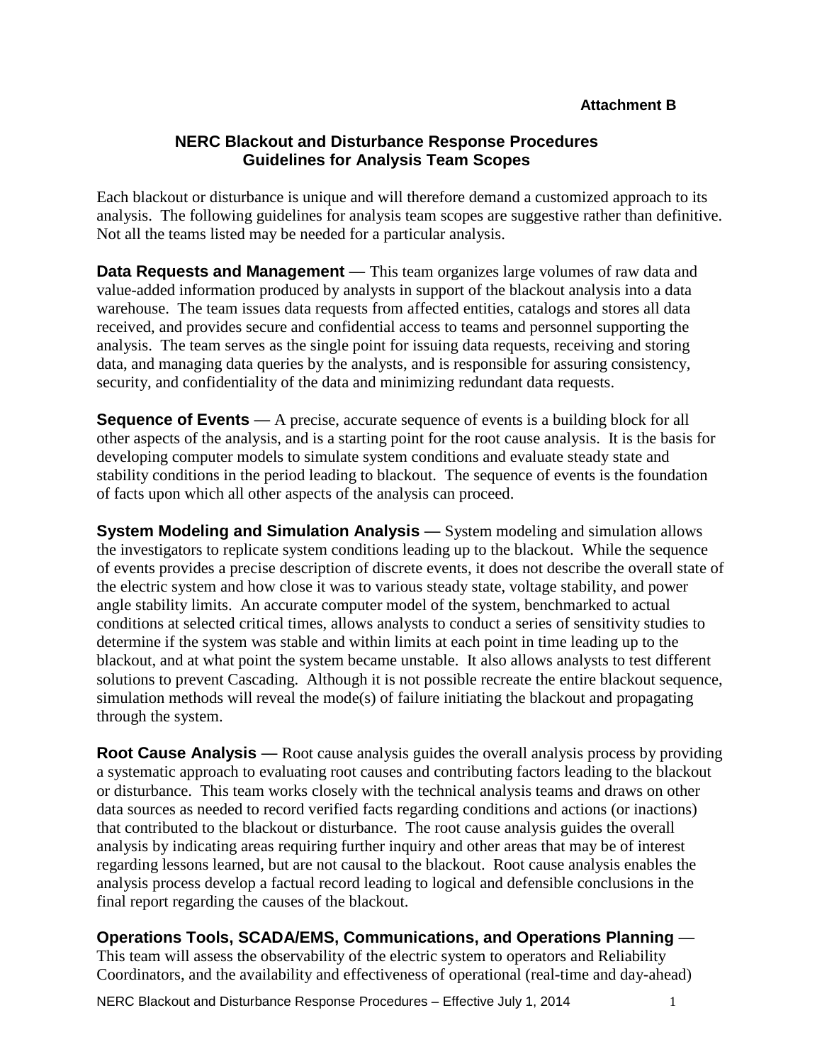**Attachment B**

# NERC Blackout and Disturbance Response Procedures
## Guidelines for Analysis Team Scopes

Each blackout or disturbance is unique and will therefore demand a customized approach to its analysis. The following guidelines for analysis team scopes are suggestive rather than definitive. Not all the teams listed may be needed for a particular analysis.

**Data Requests and Management** — This team organizes large volumes of raw data and value-added information produced by analysts in support of the blackout analysis into a data warehouse. The team issues data requests from affected entities, catalogs and stores all data received, and provides secure and confidential access to teams and personnel supporting the analysis. The team serves as the single point for issuing data requests, receiving and storing data, and managing data queries by the analysts, and is responsible for assuring consistency, security, and confidentiality of the data and minimizing redundant data requests.

**Sequence of Events** — A precise, accurate sequence of events is a building block for all other aspects of the analysis, and is a starting point for the root cause analysis. It is the basis for developing computer models to simulate system conditions and evaluate steady state and stability conditions in the period leading to blackout. The sequence of events is the foundation of facts upon which all other aspects of the analysis can proceed.

**System Modeling and Simulation Analysis** — System modeling and simulation allows the investigators to replicate system conditions leading up to the blackout. While the sequence of events provides a precise description of discrete events, it does not describe the overall state of the electric system and how close it was to various steady state, voltage stability, and power angle stability limits. An accurate computer model of the system, benchmarked to actual conditions at selected critical times, allows analysts to conduct a series of sensitivity studies to determine if the system was stable and within limits at each point in time leading up to the blackout, and at what point the system became unstable. It also allows analysts to test different solutions to prevent Cascading. Although it is not possible recreate the entire blackout sequence, simulation methods will reveal the mode(s) of failure initiating the blackout and propagating through the system.

**Root Cause Analysis** — Root cause analysis guides the overall analysis process by providing a systematic approach to evaluating root causes and contributing factors leading to the blackout or disturbance. This team works closely with the technical analysis teams and draws on other data sources as needed to record verified facts regarding conditions and actions (or inactions) that contributed to the blackout or disturbance. The root cause analysis guides the overall analysis by indicating areas requiring further inquiry and other areas that may be of interest regarding lessons learned, but are not causal to the blackout. Root cause analysis enables the analysis process develop a factual record leading to logical and defensible conclusions in the final report regarding the causes of the blackout.

**Operations Tools, SCADA/EMS, Communications, and Operations Planning** — This team will assess the observability of the electric system to operators and Reliability Coordinators, and the availability and effectiveness of operational (real-time and day-ahead)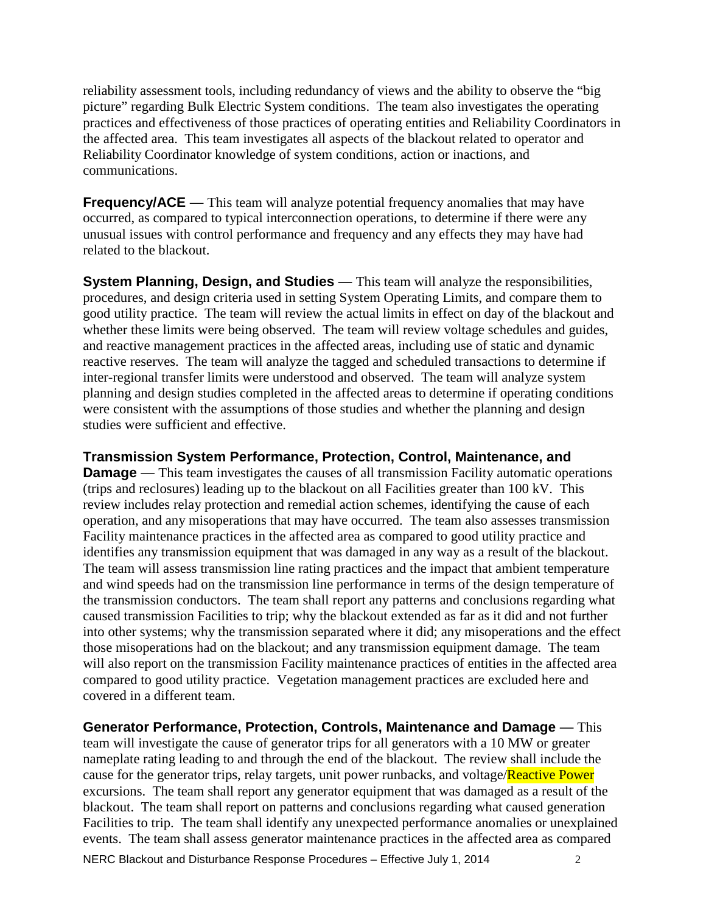reliability assessment tools, including redundancy of views and the ability to observe the "big picture" regarding Bulk Electric System conditions. The team also investigates the operating practices and effectiveness of those practices of operating entities and Reliability Coordinators in the affected area. This team investigates all aspects of the blackout related to operator and Reliability Coordinator knowledge of system conditions, action or inactions, and communications.

**Frequency/ACE** — This team will analyze potential frequency anomalies that may have occurred, as compared to typical interconnection operations, to determine if there were any unusual issues with control performance and frequency and any effects they may have had related to the blackout.

**System Planning, Design, and Studies** — This team will analyze the responsibilities, procedures, and design criteria used in setting System Operating Limits, and compare them to good utility practice. The team will review the actual limits in effect on day of the blackout and whether these limits were being observed. The team will review voltage schedules and guides, and reactive management practices in the affected areas, including use of static and dynamic reactive reserves. The team will analyze the tagged and scheduled transactions to determine if inter-regional transfer limits were understood and observed. The team will analyze system planning and design studies completed in the affected areas to determine if operating conditions were consistent with the assumptions of those studies and whether the planning and design studies were sufficient and effective.

**Transmission System Performance, Protection, Control, Maintenance, and Damage** — This team investigates the causes of all transmission Facility automatic operations (trips and reclosures) leading up to the blackout on all Facilities greater than 100 kV. This review includes relay protection and remedial action schemes, identifying the cause of each operation, and any misoperations that may have occurred. The team also assesses transmission Facility maintenance practices in the affected area as compared to good utility practice and identifies any transmission equipment that was damaged in any way as a result of the blackout. The team will assess transmission line rating practices and the impact that ambient temperature and wind speeds had on the transmission line performance in terms of the design temperature of the transmission conductors. The team shall report any patterns and conclusions regarding what caused transmission Facilities to trip; why the blackout extended as far as it did and not further into other systems; why the transmission separated where it did; any misoperations and the effect those misoperations had on the blackout; and any transmission equipment damage. The team will also report on the transmission Facility maintenance practices of entities in the affected area compared to good utility practice. Vegetation management practices are excluded here and covered in a different team.

**Generator Performance, Protection, Controls, Maintenance and Damage** — This team will investigate the cause of generator trips for all generators with a 10 MW or greater nameplate rating leading to and through the end of the blackout. The review shall include the cause for the generator trips, relay targets, unit power runbacks, and voltage/Reactive Power excursions. The team shall report any generator equipment that was damaged as a result of the blackout. The team shall report on patterns and conclusions regarding what caused generation Facilities to trip. The team shall identify any unexpected performance anomalies or unexplained events. The team shall assess generator maintenance practices in the affected area as compared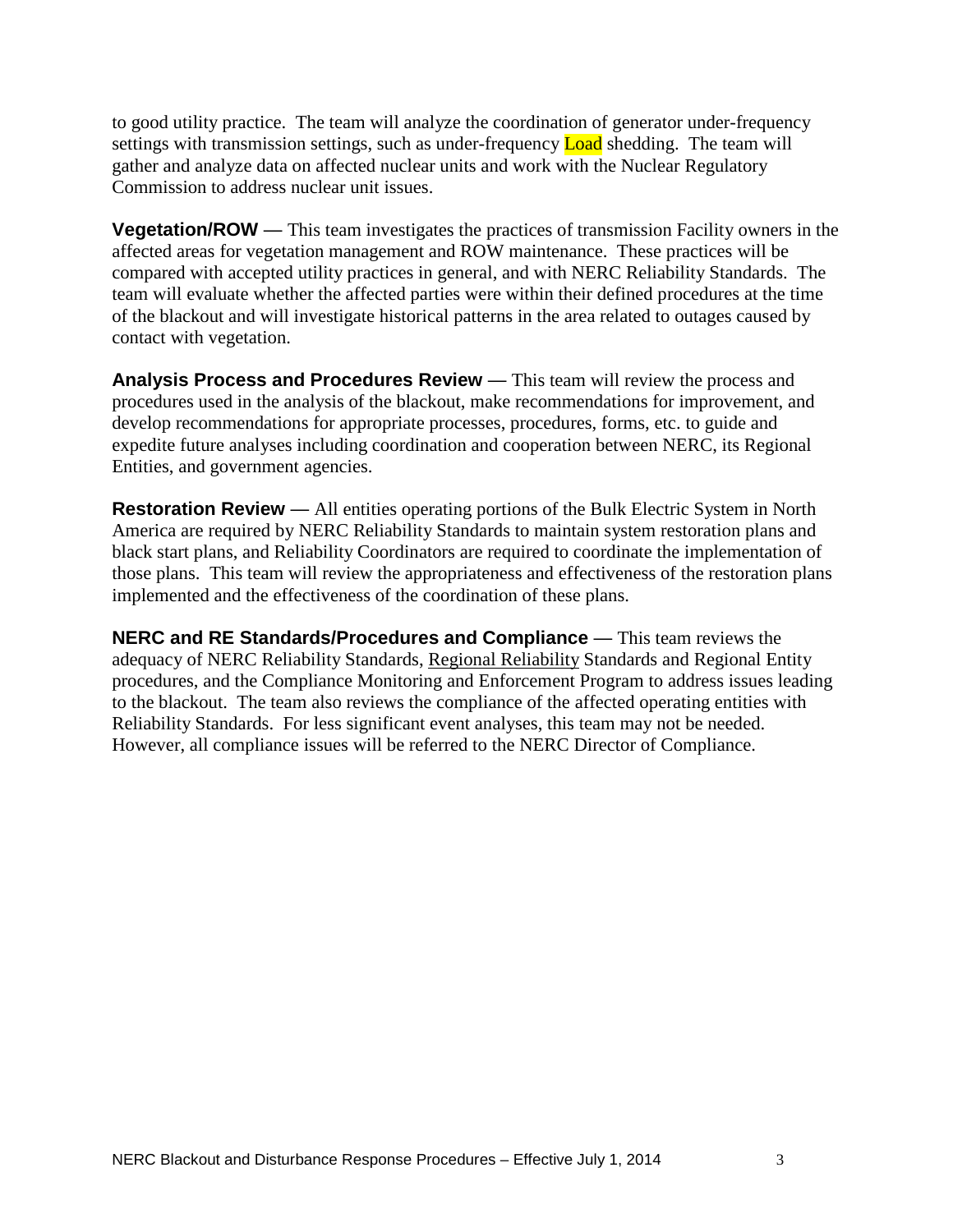to good utility practice. The team will analyze the coordination of generator under-frequency settings with transmission settings, such as under-frequency Load shedding. The team will gather and analyze data on affected nuclear units and work with the Nuclear Regulatory Commission to address nuclear unit issues.

**Vegetation/ROW** — This team investigates the practices of transmission Facility owners in the affected areas for vegetation management and ROW maintenance. These practices will be compared with accepted utility practices in general, and with NERC Reliability Standards. The team will evaluate whether the affected parties were within their defined procedures at the time of the blackout and will investigate historical patterns in the area related to outages caused by contact with vegetation.

**Analysis Process and Procedures Review** — This team will review the process and procedures used in the analysis of the blackout, make recommendations for improvement, and develop recommendations for appropriate processes, procedures, forms, etc. to guide and expedite future analyses including coordination and cooperation between NERC, its Regional Entities, and government agencies.

**Restoration Review** — All entities operating portions of the Bulk Electric System in North America are required by NERC Reliability Standards to maintain system restoration plans and black start plans, and Reliability Coordinators are required to coordinate the implementation of those plans. This team will review the appropriateness and effectiveness of the restoration plans implemented and the effectiveness of the coordination of these plans.

**NERC and RE Standards/Procedures and Compliance** — This team reviews the adequacy of NERC Reliability Standards, Regional Reliability Standards and Regional Entity procedures, and the Compliance Monitoring and Enforcement Program to address issues leading to the blackout. The team also reviews the compliance of the affected operating entities with Reliability Standards. For less significant event analyses, this team may not be needed. However, all compliance issues will be referred to the NERC Director of Compliance.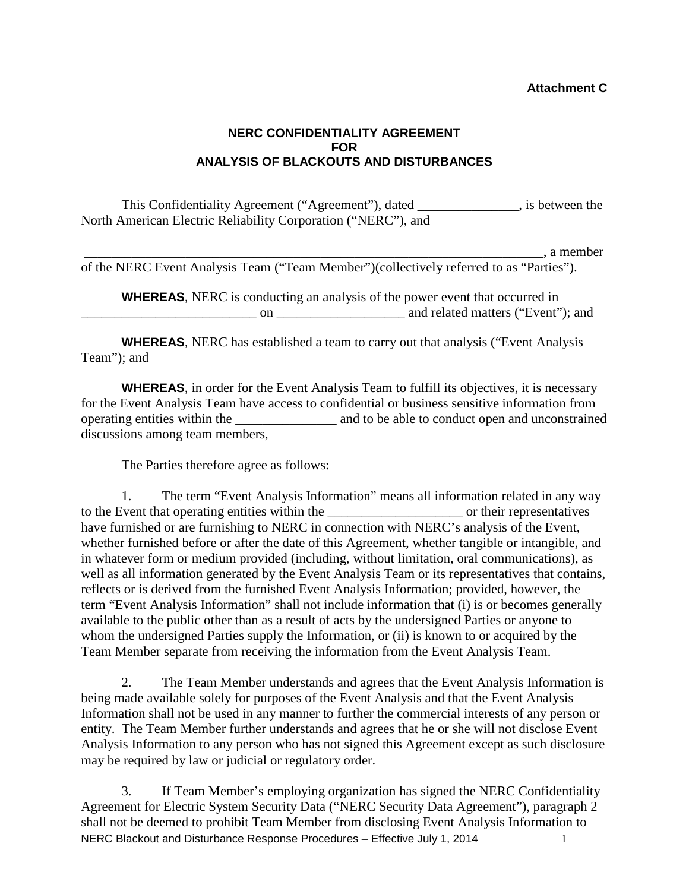**Attachment C**

# NERC CONFIDENTIALITY AGREEMENT FOR ANALYSIS OF BLACKOUTS AND DISTURBANCES

This Confidentiality Agreement ("Agreement"), dated _______________, is between the North American Electric Reliability Corporation ("NERC"), and

_________________________________________________________________________, a member of the NERC Event Analysis Team ("Team Member")(collectively referred to as "Parties").

**WHEREAS**, NERC is conducting an analysis of the power event that occurred in __________________________ on ___________________ and related matters ("Event"); and

**WHEREAS**, NERC has established a team to carry out that analysis ("Event Analysis Team"); and

**WHEREAS**, in order for the Event Analysis Team to fulfill its objectives, it is necessary for the Event Analysis Team have access to confidential or business sensitive information from operating entities within the _______________ and to be able to conduct open and unconstrained discussions among team members,

The Parties therefore agree as follows:

1. The term "Event Analysis Information" means all information related in any way to the Event that operating entities within the ____________________ or their representatives have furnished or are furnishing to NERC in connection with NERC's analysis of the Event, whether furnished before or after the date of this Agreement, whether tangible or intangible, and in whatever form or medium provided (including, without limitation, oral communications), as well as all information generated by the Event Analysis Team or its representatives that contains, reflects or is derived from the furnished Event Analysis Information; provided, however, the term "Event Analysis Information" shall not include information that (i) is or becomes generally available to the public other than as a result of acts by the undersigned Parties or anyone to whom the undersigned Parties supply the Information, or (ii) is known to or acquired by the Team Member separate from receiving the information from the Event Analysis Team.

2. The Team Member understands and agrees that the Event Analysis Information is being made available solely for purposes of the Event Analysis and that the Event Analysis Information shall not be used in any manner to further the commercial interests of any person or entity. The Team Member further understands and agrees that he or she will not disclose Event Analysis Information to any person who has not signed this Agreement except as such disclosure may be required by law or judicial or regulatory order.

3. If Team Member's employing organization has signed the NERC Confidentiality Agreement for Electric System Security Data ("NERC Security Data Agreement"), paragraph 2 shall not be deemed to prohibit Team Member from disclosing Event Analysis Information to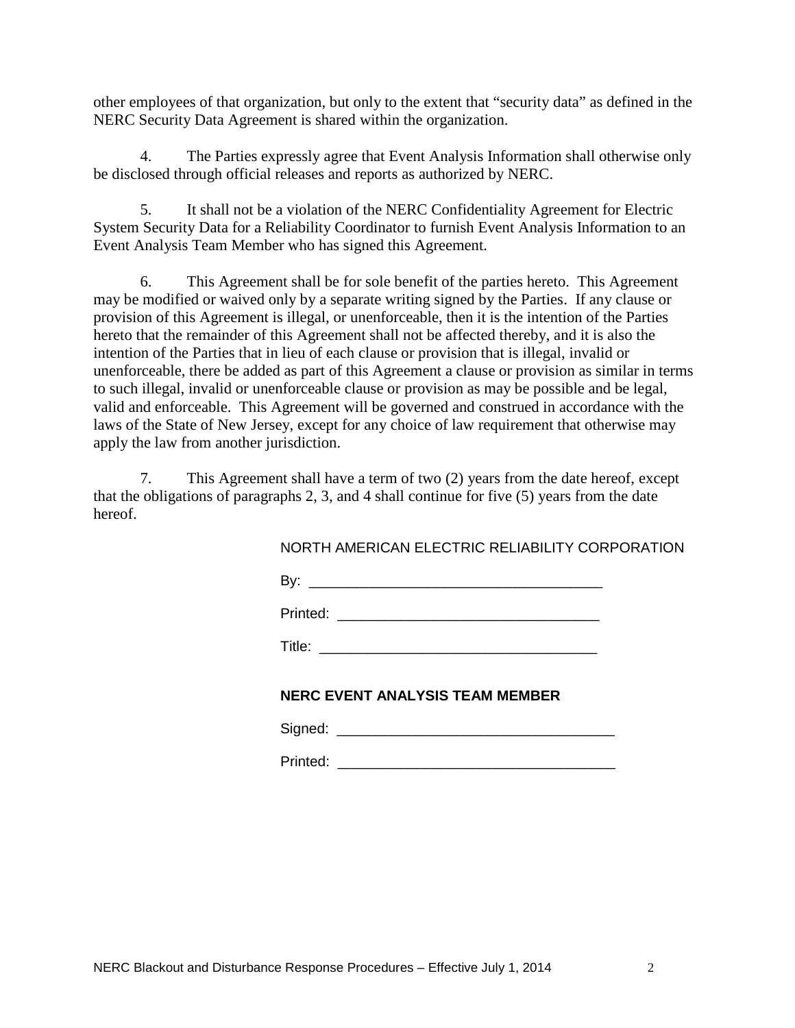other employees of that organization, but only to the extent that "security data" as defined in the NERC Security Data Agreement is shared within the organization.

4. The Parties expressly agree that Event Analysis Information shall otherwise only be disclosed through official releases and reports as authorized by NERC.

5. It shall not be a violation of the NERC Confidentiality Agreement for Electric System Security Data for a Reliability Coordinator to furnish Event Analysis Information to an Event Analysis Team Member who has signed this Agreement.

6. This Agreement shall be for sole benefit of the parties hereto. This Agreement may be modified or waived only by a separate writing signed by the Parties. If any clause or provision of this Agreement is illegal, or unenforceable, then it is the intention of the Parties hereto that the remainder of this Agreement shall not be affected thereby, and it is also the intention of the Parties that in lieu of each clause or provision that is illegal, invalid or unenforceable, there be added as part of this Agreement a clause or provision as similar in terms to such illegal, invalid or unenforceable clause or provision as may be possible and be legal, valid and enforceable. This Agreement will be governed and construed in accordance with the laws of the State of New Jersey, except for any choice of law requirement that otherwise may apply the law from another jurisdiction.

7. This Agreement shall have a term of two (2) years from the date hereof, except that the obligations of paragraphs 2, 3, and 4 shall continue for five (5) years from the date hereof.

NORTH AMERICAN ELECTRIC RELIABILITY CORPORATION

By: ____________________________________

Printed: ________________________________

Title: __________________________________

**NERC EVENT ANALYSIS TEAM MEMBER**

Signed: _________________________________

Printed: _________________________________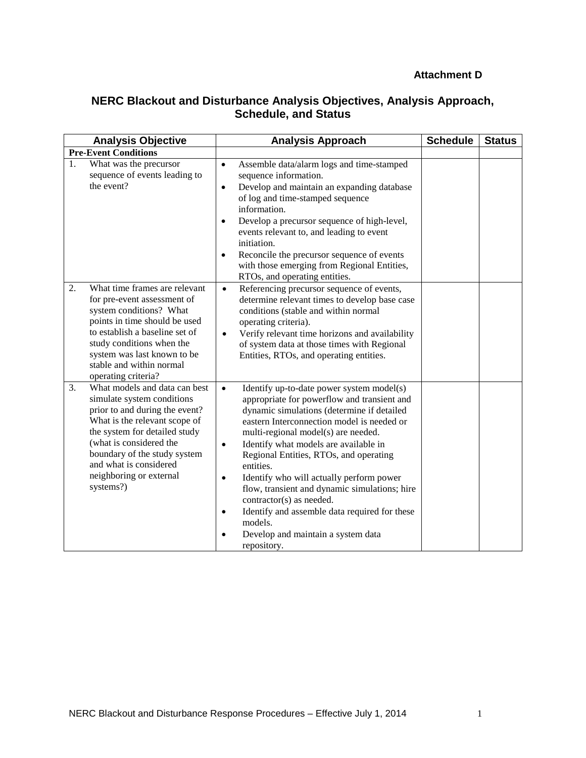**Attachment D**

## NERC Blackout and Disturbance Analysis Objectives, Analysis Approach, Schedule, and Status

| Analysis Objective | Analysis Approach | Schedule | Status |
|---|---|---|---|
| **Pre-Event Conditions** | | | |
| 1. What was the precursor sequence of events leading to the event? | • Assemble data/alarm logs and time-stamped sequence information.<br>• Develop and maintain an expanding database of log and time-stamped sequence information.<br>• Develop a precursor sequence of high-level, events relevant to, and leading to event initiation.<br>• Reconcile the precursor sequence of events with those emerging from Regional Entities, RTOs, and operating entities. | | |
| 2. What time frames are relevant for pre-event assessment of system conditions? What points in time should be used to establish a baseline set of study conditions when the system was last known to be stable and within normal operating criteria? | • Referencing precursor sequence of events, determine relevant times to develop base case conditions (stable and within normal operating criteria).<br>• Verify relevant time horizons and availability of system data at those times with Regional Entities, RTOs, and operating entities. | | |
| 3. What models and data can best simulate system conditions prior to and during the event? What is the relevant scope of the system for detailed study (what is considered the boundary of the study system and what is considered neighboring or external systems?) | • Identify up-to-date power system model(s) appropriate for powerflow and transient and dynamic simulations (determine if detailed eastern Interconnection model is needed or multi-regional model(s) are needed.<br>• Identify what models are available in Regional Entities, RTOs, and operating entities.<br>• Identify who will actually perform power flow, transient and dynamic simulations; hire contractor(s) as needed.<br>• Identify and assemble data required for these models.<br>• Develop and maintain a system data repository. | | |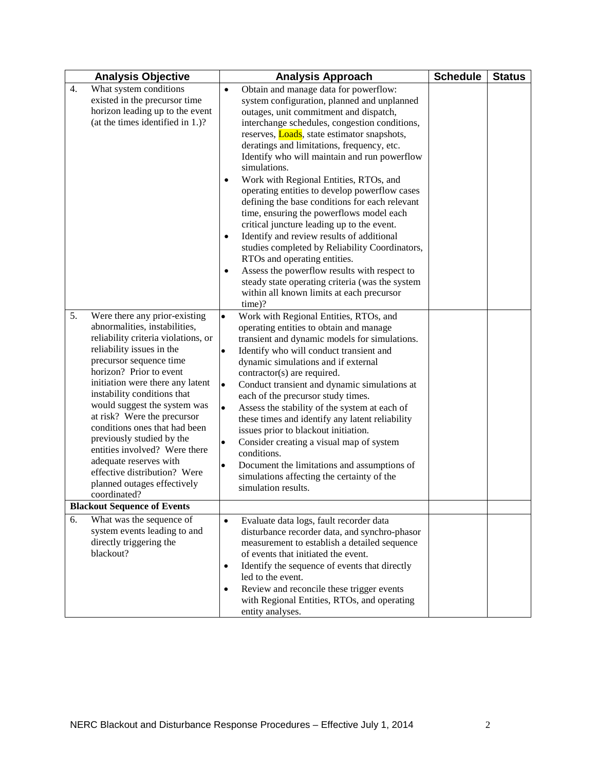| Analysis Objective | Analysis Approach | Schedule | Status |
|---|---|---|---|
| 4. What system conditions existed in the precursor time horizon leading up to the event (at the times identified in 1.)? | • Obtain and manage data for powerflow: system configuration, planned and unplanned outages, unit commitment and dispatch, interchange schedules, congestion conditions, reserves, Loads, state estimator snapshots, deratings and limitations, frequency, etc. Identify who will maintain and run powerflow simulations.<br>• Work with Regional Entities, RTOs, and operating entities to develop powerflow cases defining the base conditions for each relevant time, ensuring the powerflows model each critical juncture leading up to the event.<br>• Identify and review results of additional studies completed by Reliability Coordinators, RTOs and operating entities.<br>• Assess the powerflow results with respect to steady state operating criteria (was the system within all known limits at each precursor time)? | | |
| 5. Were there any prior-existing abnormalities, instabilities, reliability criteria violations, or reliability issues in the precursor sequence time horizon? Prior to event initiation were there any latent instability conditions that would suggest the system was at risk? Were the precursor conditions ones that had been previously studied by the entities involved? Were there adequate reserves with effective distribution? Were planned outages effectively coordinated? | • Work with Regional Entities, RTOs, and operating entities to obtain and manage transient and dynamic models for simulations.<br>• Identify who will conduct transient and dynamic simulations and if external contractor(s) are required.<br>• Conduct transient and dynamic simulations at each of the precursor study times.<br>• Assess the stability of the system at each of these times and identify any latent reliability issues prior to blackout initiation.<br>• Consider creating a visual map of system conditions.<br>• Document the limitations and assumptions of simulations affecting the certainty of the simulation results. | | |
| **Blackout Sequence of Events** | | | |
| 6. What was the sequence of system events leading to and directly triggering the blackout? | • Evaluate data logs, fault recorder data disturbance recorder data, and synchro-phasor measurement to establish a detailed sequence of events that initiated the event.<br>• Identify the sequence of events that directly led to the event.<br>• Review and reconcile these trigger events with Regional Entities, RTOs, and operating entity analyses. | | |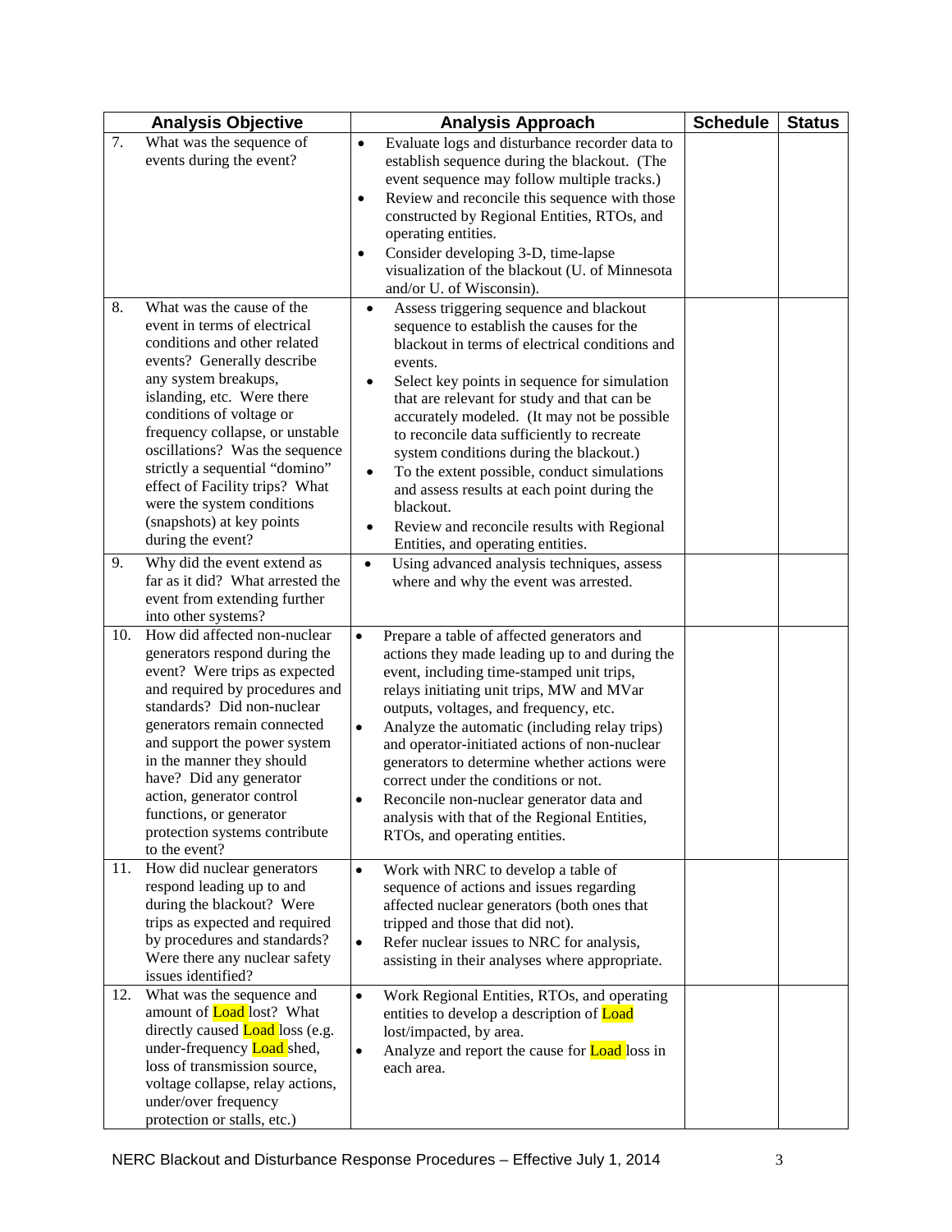| | Analysis Objective | Analysis Approach | Schedule | Status |
|---|---|---|---|---|
| 7. | What was the sequence of events during the event? | • Evaluate logs and disturbance recorder data to establish sequence during the blackout. (The event sequence may follow multiple tracks.)<br>• Review and reconcile this sequence with those constructed by Regional Entities, RTOs, and operating entities.<br>• Consider developing 3-D, time-lapse visualization of the blackout (U. of Minnesota and/or U. of Wisconsin). | | |
| 8. | What was the cause of the event in terms of electrical conditions and other related events? Generally describe any system breakups, islanding, etc. Were there conditions of voltage or frequency collapse, or unstable oscillations? Was the sequence strictly a sequential "domino" effect of Facility trips? What were the system conditions (snapshots) at key points during the event? | • Assess triggering sequence and blackout sequence to establish the causes for the blackout in terms of electrical conditions and events.<br>• Select key points in sequence for simulation that are relevant for study and that can be accurately modeled. (It may not be possible to reconcile data sufficiently to recreate system conditions during the blackout.)<br>• To the extent possible, conduct simulations and assess results at each point during the blackout.<br>• Review and reconcile results with Regional Entities, and operating entities. | | |
| 9. | Why did the event extend as far as it did? What arrested the event from extending further into other systems? | • Using advanced analysis techniques, assess where and why the event was arrested. | | |
| 10. | How did affected non-nuclear generators respond during the event? Were trips as expected and required by procedures and standards? Did non-nuclear generators remain connected and support the power system in the manner they should have? Did any generator action, generator control functions, or generator protection systems contribute to the event? | • Prepare a table of affected generators and actions they made leading up to and during the event, including time-stamped unit trips, relays initiating unit trips, MW and MVar outputs, voltages, and frequency, etc.<br>• Analyze the automatic (including relay trips) and operator-initiated actions of non-nuclear generators to determine whether actions were correct under the conditions or not.<br>• Reconcile non-nuclear generator data and analysis with that of the Regional Entities, RTOs, and operating entities. | | |
| 11. | How did nuclear generators respond leading up to and during the blackout? Were trips as expected and required by procedures and standards? Were there any nuclear safety issues identified? | • Work with NRC to develop a table of sequence of actions and issues regarding affected nuclear generators (both ones that tripped and those that did not).<br>• Refer nuclear issues to NRC for analysis, assisting in their analyses where appropriate. | | |
| 12. | What was the sequence and amount of Load lost? What directly caused Load loss (e.g. under-frequency Load shed, loss of transmission source, voltage collapse, relay actions, under/over frequency protection or stalls, etc.) | • Work Regional Entities, RTOs, and operating entities to develop a description of Load lost/impacted, by area.<br>• Analyze and report the cause for Load loss in each area. | | |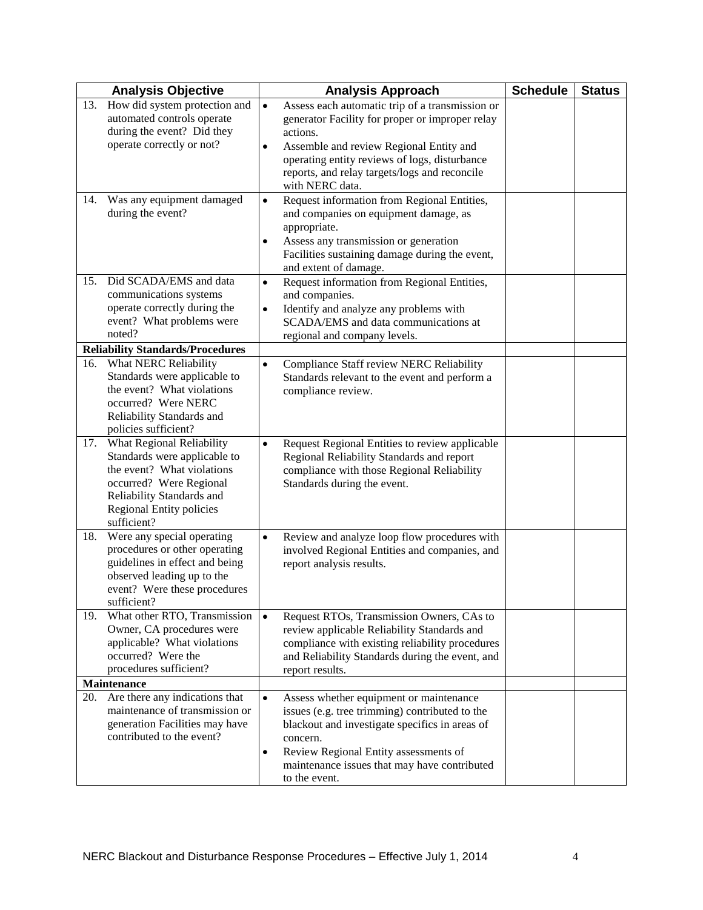| Analysis Objective | Analysis Approach | Schedule | Status |
|---|---|---|---|
| 13. How did system protection and automated controls operate during the event? Did they operate correctly or not? | • Assess each automatic trip of a transmission or generator Facility for proper or improper relay actions.<br>• Assemble and review Regional Entity and operating entity reviews of logs, disturbance reports, and relay targets/logs and reconcile with NERC data. | | |
| 14. Was any equipment damaged during the event? | • Request information from Regional Entities, and companies on equipment damage, as appropriate.<br>• Assess any transmission or generation Facilities sustaining damage during the event, and extent of damage. | | |
| 15. Did SCADA/EMS and data communications systems operate correctly during the event? What problems were noted? | • Request information from Regional Entities, and companies.<br>• Identify and analyze any problems with SCADA/EMS and data communications at regional and company levels. | | |
| **Reliability Standards/Procedures** | | | |
| 16. What NERC Reliability Standards were applicable to the event? What violations occurred? Were NERC Reliability Standards and policies sufficient? | • Compliance Staff review NERC Reliability Standards relevant to the event and perform a compliance review. | | |
| 17. What Regional Reliability Standards were applicable to the event? What violations occurred? Were Regional Reliability Standards and Regional Entity policies sufficient? | • Request Regional Entities to review applicable Regional Reliability Standards and report compliance with those Regional Reliability Standards during the event. | | |
| 18. Were any special operating procedures or other operating guidelines in effect and being observed leading up to the event? Were these procedures sufficient? | • Review and analyze loop flow procedures with involved Regional Entities and companies, and report analysis results. | | |
| 19. What other RTO, Transmission Owner, CA procedures were applicable? What violations occurred? Were the procedures sufficient? | • Request RTOs, Transmission Owners, CAs to review applicable Reliability Standards and compliance with existing reliability procedures and Reliability Standards during the event, and report results. | | |
| **Maintenance** | | | |
| 20. Are there any indications that maintenance of transmission or generation Facilities may have contributed to the event? | • Assess whether equipment or maintenance issues (e.g. tree trimming) contributed to the blackout and investigate specifics in areas of concern.<br>• Review Regional Entity assessments of maintenance issues that may have contributed to the event. | | |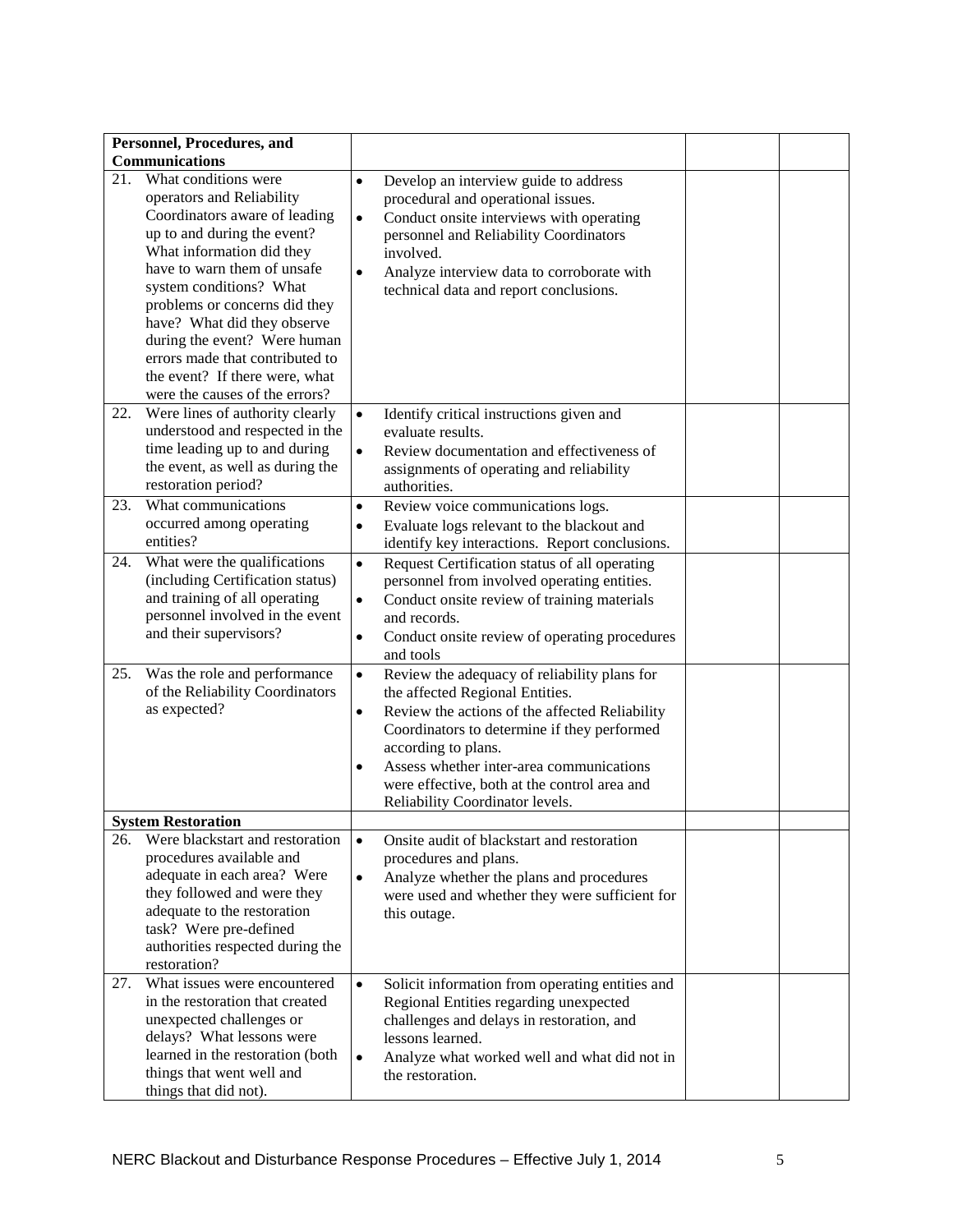| Personnel, Procedures, and Communications | | | |
|---|---|---|---|
| 21. What conditions were operators and Reliability Coordinators aware of leading up to and during the event? What information did they have to warn them of unsafe system conditions? What problems or concerns did they have? What did they observe during the event? Were human errors made that contributed to the event? If there were, what were the causes of the errors? | • Develop an interview guide to address procedural and operational issues.<br>• Conduct onsite interviews with operating personnel and Reliability Coordinators involved.<br>• Analyze interview data to corroborate with technical data and report conclusions. | | |
| 22. Were lines of authority clearly understood and respected in the time leading up to and during the event, as well as during the restoration period? | • Identify critical instructions given and evaluate results.<br>• Review documentation and effectiveness of assignments of operating and reliability authorities. | | |
| 23. What communications occurred among operating entities? | • Review voice communications logs.<br>• Evaluate logs relevant to the blackout and identify key interactions. Report conclusions. | | |
| 24. What were the qualifications (including Certification status) and training of all operating personnel involved in the event and their supervisors? | • Request Certification status of all operating personnel from involved operating entities.<br>• Conduct onsite review of training materials and records.<br>• Conduct onsite review of operating procedures and tools | | |
| 25. Was the role and performance of the Reliability Coordinators as expected? | • Review the adequacy of reliability plans for the affected Regional Entities.<br>• Review the actions of the affected Reliability Coordinators to determine if they performed according to plans.<br>• Assess whether inter-area communications were effective, both at the control area and Reliability Coordinator levels. | | |
| **System Restoration** | | | |
| 26. Were blackstart and restoration procedures available and adequate in each area? Were they followed and were they adequate to the restoration task? Were pre-defined authorities respected during the restoration? | • Onsite audit of blackstart and restoration procedures and plans.<br>• Analyze whether the plans and procedures were used and whether they were sufficient for this outage. | | |
| 27. What issues were encountered in the restoration that created unexpected challenges or delays? What lessons were learned in the restoration (both things that went well and things that did not). | • Solicit information from operating entities and Regional Entities regarding unexpected challenges and delays in restoration, and lessons learned.<br>• Analyze what worked well and what did not in the restoration. | | |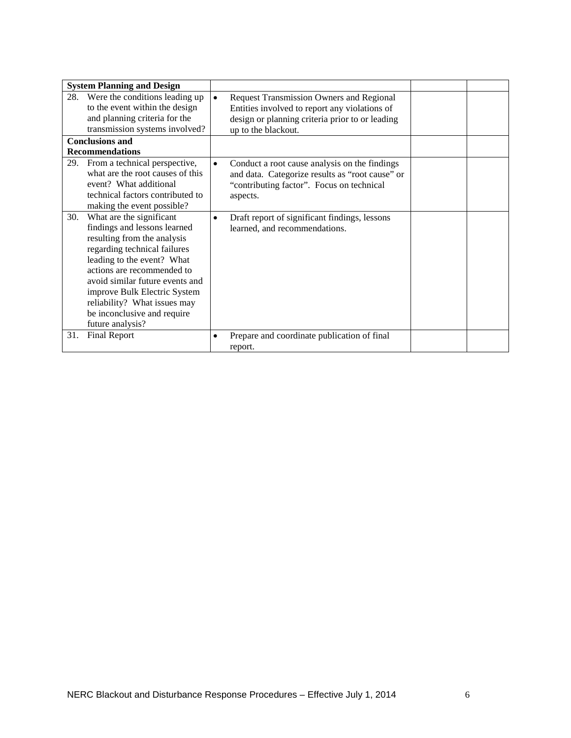| **System Planning and Design** | | | |
|---|---|---|---|
| 28. Were the conditions leading up to the event within the design and planning criteria for the transmission systems involved? | • Request Transmission Owners and Regional Entities involved to report any violations of design or planning criteria prior to or leading up to the blackout. | | |
| **Conclusions and Recommendations** | | | |
| 29. From a technical perspective, what are the root causes of this event? What additional technical factors contributed to making the event possible? | • Conduct a root cause analysis on the findings and data. Categorize results as "root cause" or "contributing factor". Focus on technical aspects. | | |
| 30. What are the significant findings and lessons learned resulting from the analysis regarding technical failures leading to the event? What actions are recommended to avoid similar future events and improve Bulk Electric System reliability? What issues may be inconclusive and require future analysis? | • Draft report of significant findings, lessons learned, and recommendations. | | |
| 31. Final Report | • Prepare and coordinate publication of final report. | | |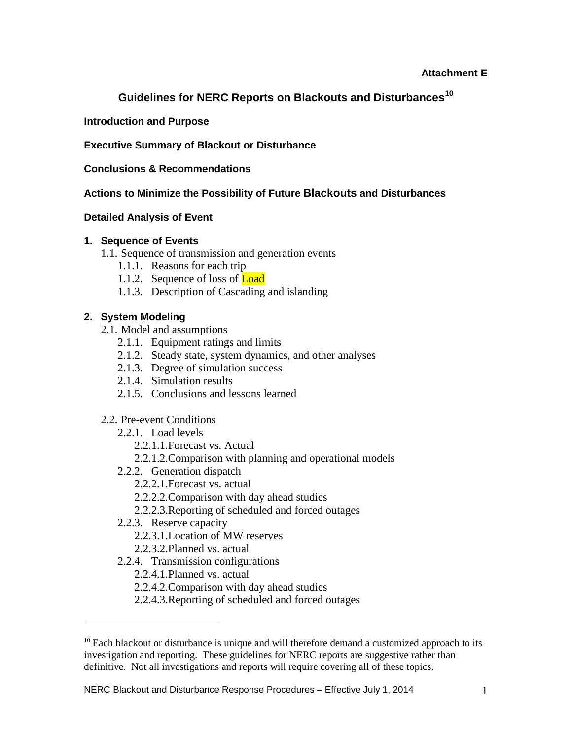**Attachment E**

# Guidelines for NERC Reports on Blackouts and Disturbances[10]

**Introduction and Purpose**

**Executive Summary of Blackout or Disturbance**

**Conclusions & Recommendations**

**Actions to Minimize the Possibility of Future Blackouts and Disturbances**

**Detailed Analysis of Event**

1. **Sequence of Events**
   - 1.1. Sequence of transmission and generation events
     - 1.1.1. Reasons for each trip
     - 1.1.2. Sequence of loss of Load
     - 1.1.3. Description of Cascading and islanding

2. **System Modeling**
   - 2.1. Model and assumptions
     - 2.1.1. Equipment ratings and limits
     - 2.1.2. Steady state, system dynamics, and other analyses
     - 2.1.3. Degree of simulation success
     - 2.1.4. Simulation results
     - 2.1.5. Conclusions and lessons learned

   - 2.2. Pre-event Conditions
     - 2.2.1. Load levels
       - 2.2.1.1. Forecast vs. Actual
       - 2.2.1.2. Comparison with planning and operational models
     - 2.2.2. Generation dispatch
       - 2.2.2.1. Forecast vs. actual
       - 2.2.2.2. Comparison with day ahead studies
       - 2.2.2.3. Reporting of scheduled and forced outages
     - 2.2.3. Reserve capacity
       - 2.2.3.1. Location of MW reserves
       - 2.2.3.2. Planned vs. actual
     - 2.2.4. Transmission configurations
       - 2.2.4.1. Planned vs. actual
       - 2.2.4.2. Comparison with day ahead studies
       - 2.2.4.3. Reporting of scheduled and forced outages

---

[10] Each blackout or disturbance is unique and will therefore demand a customized approach to its investigation and reporting. These guidelines for NERC reports are suggestive rather than definitive. Not all investigations and reports will require covering all of these topics.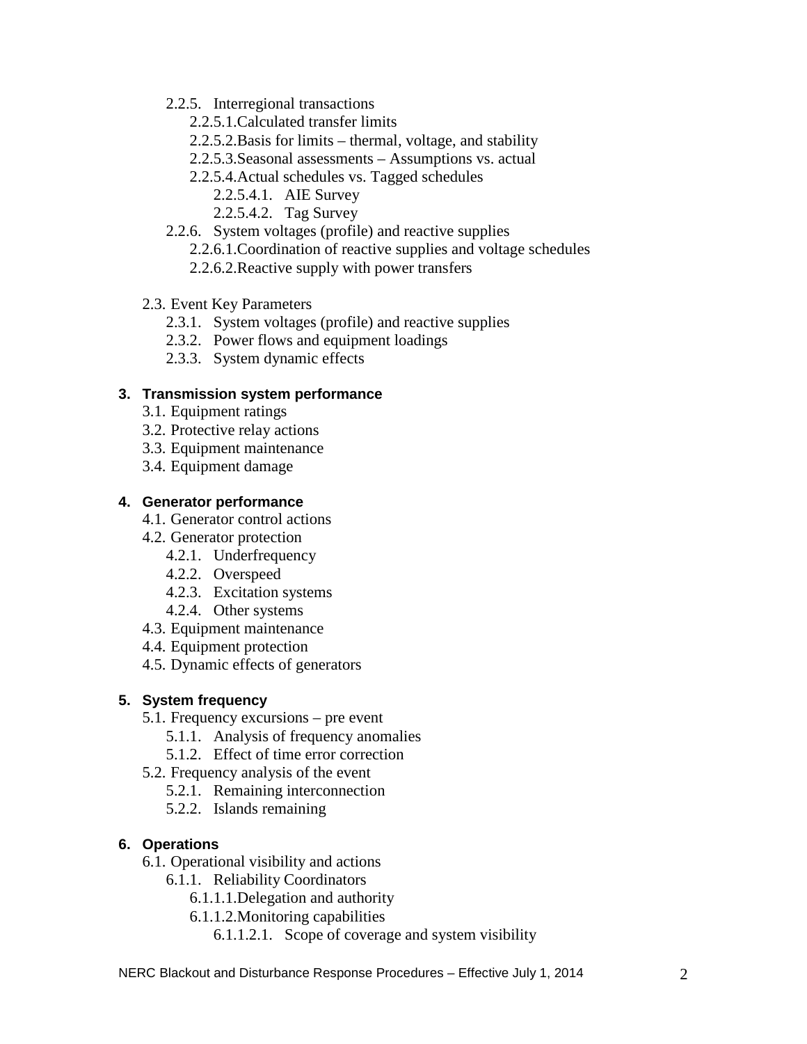- 2.2.5. Interregional transactions
  - 2.2.5.1. Calculated transfer limits
  - 2.2.5.2. Basis for limits – thermal, voltage, and stability
  - 2.2.5.3. Seasonal assessments – Assumptions vs. actual
  - 2.2.5.4. Actual schedules vs. Tagged schedules
    - 2.2.5.4.1. AIE Survey
    - 2.2.5.4.2. Tag Survey
- 2.2.6. System voltages (profile) and reactive supplies
  - 2.2.6.1. Coordination of reactive supplies and voltage schedules
  - 2.2.6.2. Reactive supply with power transfers

- 2.3. Event Key Parameters
  - 2.3.1. System voltages (profile) and reactive supplies
  - 2.3.2. Power flows and equipment loadings
  - 2.3.3. System dynamic effects

**3. Transmission system performance**

- 3.1. Equipment ratings
- 3.2. Protective relay actions
- 3.3. Equipment maintenance
- 3.4. Equipment damage

**4. Generator performance**

- 4.1. Generator control actions
- 4.2. Generator protection
  - 4.2.1. Underfrequency
  - 4.2.2. Overspeed
  - 4.2.3. Excitation systems
  - 4.2.4. Other systems
- 4.3. Equipment maintenance
- 4.4. Equipment protection
- 4.5. Dynamic effects of generators

**5. System frequency**

- 5.1. Frequency excursions – pre event
  - 5.1.1. Analysis of frequency anomalies
  - 5.1.2. Effect of time error correction
- 5.2. Frequency analysis of the event
  - 5.2.1. Remaining interconnection
  - 5.2.2. Islands remaining

**6. Operations**

- 6.1. Operational visibility and actions
  - 6.1.1. Reliability Coordinators
    - 6.1.1.1. Delegation and authority
    - 6.1.1.2. Monitoring capabilities
      - 6.1.1.2.1. Scope of coverage and system visibility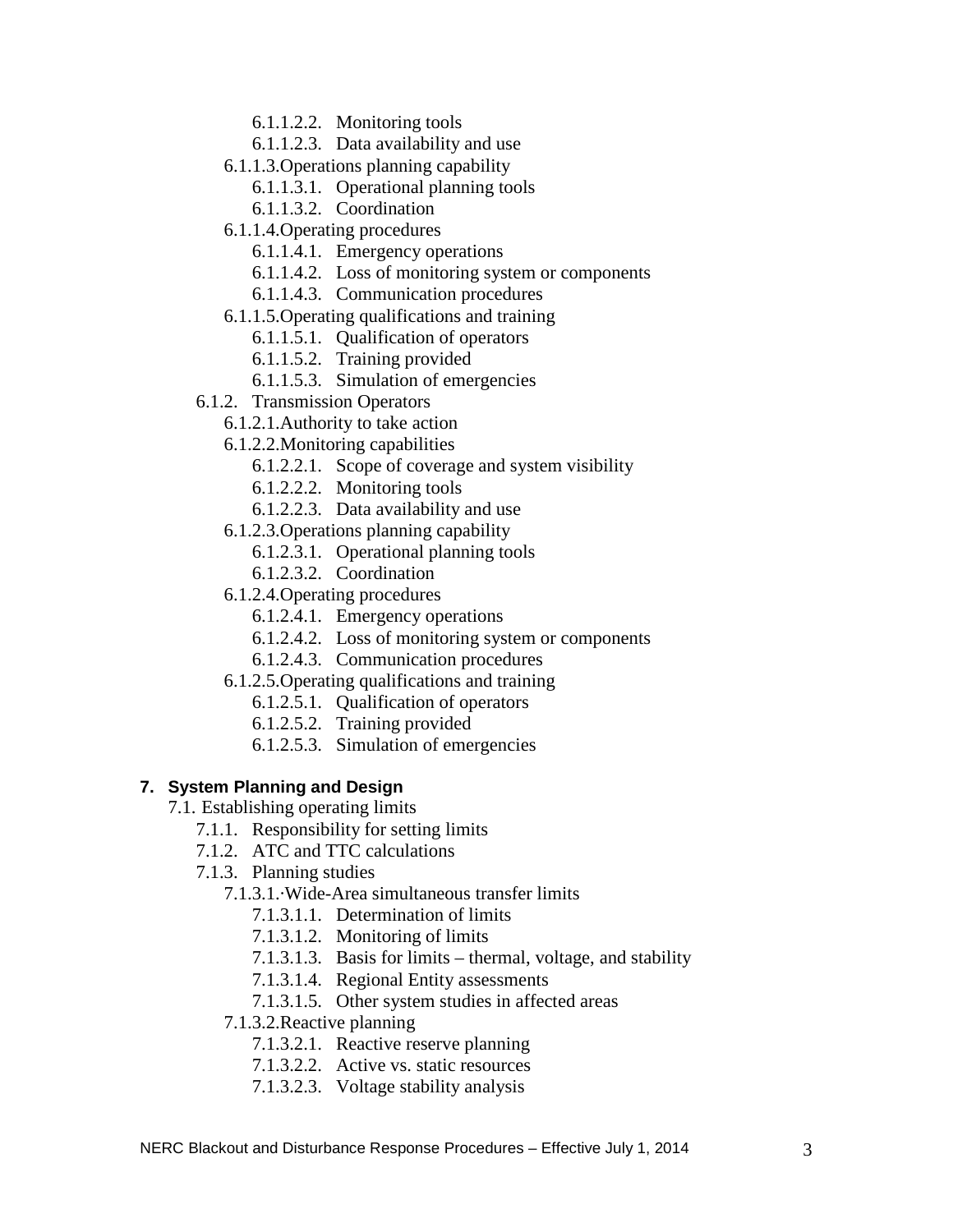- 6.1.1.2.2. Monitoring tools
- 6.1.1.2.3. Data availability and use

- 6.1.1.3. Operations planning capability
  - 6.1.1.3.1. Operational planning tools
  - 6.1.1.3.2. Coordination
- 6.1.1.4. Operating procedures
  - 6.1.1.4.1. Emergency operations
  - 6.1.1.4.2. Loss of monitoring system or components
  - 6.1.1.4.3. Communication procedures
- 6.1.1.5. Operating qualifications and training
  - 6.1.1.5.1. Qualification of operators
  - 6.1.1.5.2. Training provided
  - 6.1.1.5.3. Simulation of emergencies

- 6.1.2. Transmission Operators
  - 6.1.2.1. Authority to take action
  - 6.1.2.2. Monitoring capabilities
    - 6.1.2.2.1. Scope of coverage and system visibility
    - 6.1.2.2.2. Monitoring tools
    - 6.1.2.2.3. Data availability and use
  - 6.1.2.3. Operations planning capability
    - 6.1.2.3.1. Operational planning tools
    - 6.1.2.3.2. Coordination
  - 6.1.2.4. Operating procedures
    - 6.1.2.4.1. Emergency operations
    - 6.1.2.4.2. Loss of monitoring system or components
    - 6.1.2.4.3. Communication procedures
  - 6.1.2.5. Operating qualifications and training
    - 6.1.2.5.1. Qualification of operators
    - 6.1.2.5.2. Training provided
    - 6.1.2.5.3. Simulation of emergencies

**7. System Planning and Design**

- 7.1. Establishing operating limits
  - 7.1.1. Responsibility for setting limits
  - 7.1.2. ATC and TTC calculations
  - 7.1.3. Planning studies
    - 7.1.3.1. Wide-Area simultaneous transfer limits
      - 7.1.3.1.1. Determination of limits
      - 7.1.3.1.2. Monitoring of limits
      - 7.1.3.1.3. Basis for limits – thermal, voltage, and stability
      - 7.1.3.1.4. Regional Entity assessments
      - 7.1.3.1.5. Other system studies in affected areas
    - 7.1.3.2. Reactive planning
      - 7.1.3.2.1. Reactive reserve planning
      - 7.1.3.2.2. Active vs. static resources
      - 7.1.3.2.3. Voltage stability analysis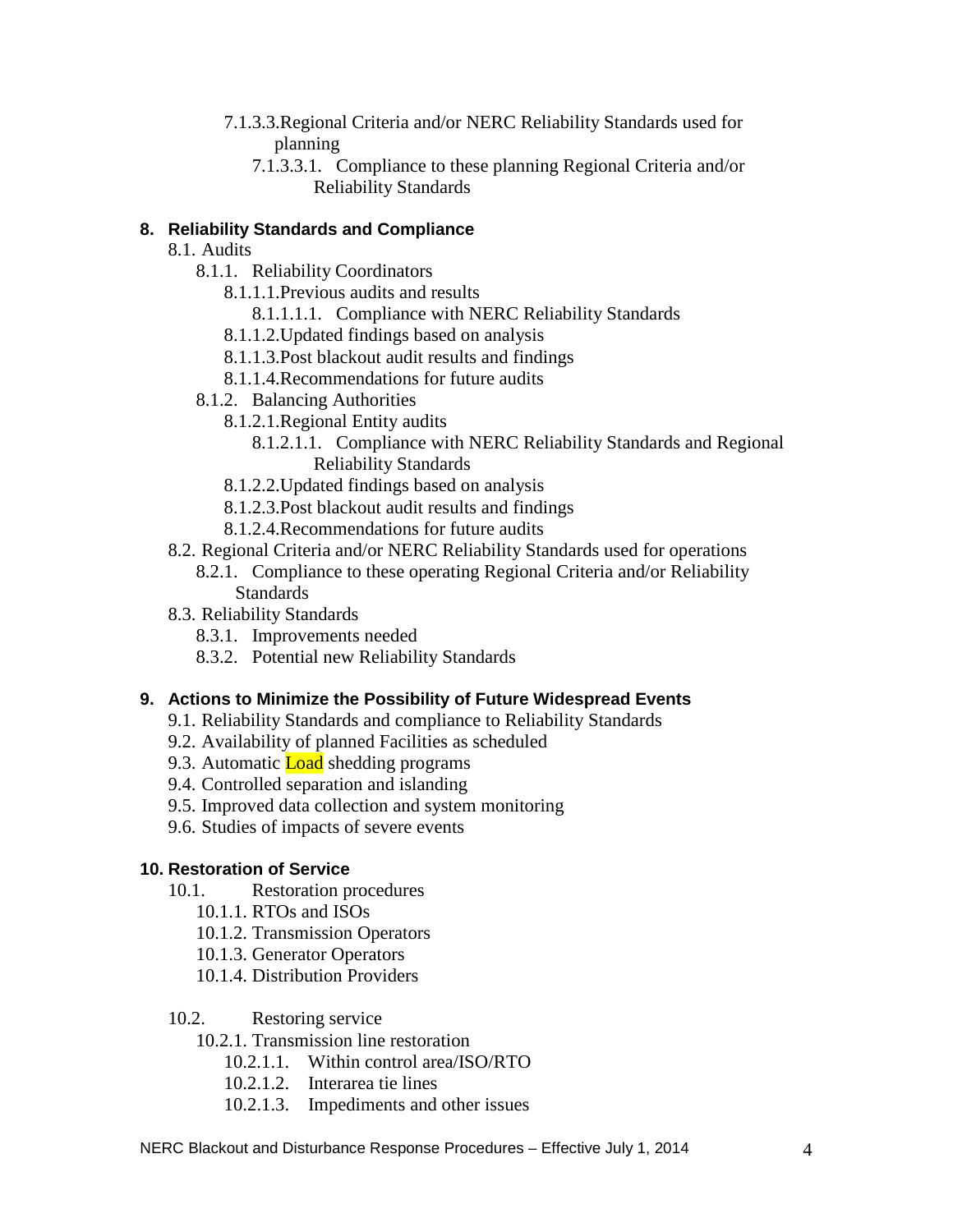- 7.1.3.3. Regional Criteria and/or NERC Reliability Standards used for planning
  - 7.1.3.3.1. Compliance to these planning Regional Criteria and/or Reliability Standards

## 8. Reliability Standards and Compliance

- 8.1. Audits
  - 8.1.1. Reliability Coordinators
    - 8.1.1.1. Previous audits and results
      - 8.1.1.1.1. Compliance with NERC Reliability Standards
    - 8.1.1.2. Updated findings based on analysis
    - 8.1.1.3. Post blackout audit results and findings
    - 8.1.1.4. Recommendations for future audits
  - 8.1.2. Balancing Authorities
    - 8.1.2.1. Regional Entity audits
      - 8.1.2.1.1. Compliance with NERC Reliability Standards and Regional Reliability Standards
    - 8.1.2.2. Updated findings based on analysis
    - 8.1.2.3. Post blackout audit results and findings
    - 8.1.2.4. Recommendations for future audits
- 8.2. Regional Criteria and/or NERC Reliability Standards used for operations
  - 8.2.1. Compliance to these operating Regional Criteria and/or Reliability Standards
- 8.3. Reliability Standards
  - 8.3.1. Improvements needed
  - 8.3.2. Potential new Reliability Standards

## 9. Actions to Minimize the Possibility of Future Widespread Events

- 9.1. Reliability Standards and compliance to Reliability Standards
- 9.2. Availability of planned Facilities as scheduled
- 9.3. Automatic Load shedding programs
- 9.4. Controlled separation and islanding
- 9.5. Improved data collection and system monitoring
- 9.6. Studies of impacts of severe events

## 10. Restoration of Service

- 10.1. Restoration procedures
  - 10.1.1. RTOs and ISOs
  - 10.1.2. Transmission Operators
  - 10.1.3. Generator Operators
  - 10.1.4. Distribution Providers
- 10.2. Restoring service
  - 10.2.1. Transmission line restoration
    - 10.2.1.1. Within control area/ISO/RTO
    - 10.2.1.2. Interarea tie lines
    - 10.2.1.3. Impediments and other issues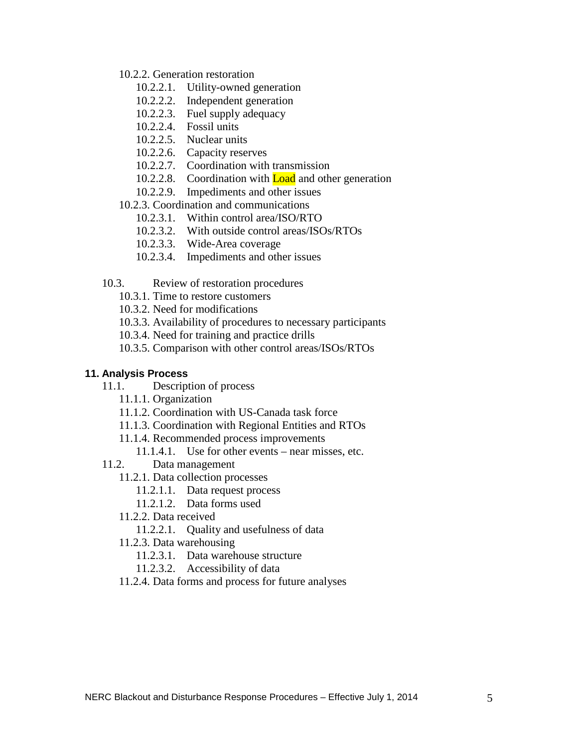- 10.2.2. Generation restoration
  - 10.2.2.1. Utility-owned generation
  - 10.2.2.2. Independent generation
  - 10.2.2.3. Fuel supply adequacy
  - 10.2.2.4. Fossil units
  - 10.2.2.5. Nuclear units
  - 10.2.2.6. Capacity reserves
  - 10.2.2.7. Coordination with transmission
  - 10.2.2.8. Coordination with Load and other generation
  - 10.2.2.9. Impediments and other issues
- 10.2.3. Coordination and communications
  - 10.2.3.1. Within control area/ISO/RTO
  - 10.2.3.2. With outside control areas/ISOs/RTOs
  - 10.2.3.3. Wide-Area coverage
  - 10.2.3.4. Impediments and other issues

10.3. Review of restoration procedures

- 10.3.1. Time to restore customers
- 10.3.2. Need for modifications
- 10.3.3. Availability of procedures to necessary participants
- 10.3.4. Need for training and practice drills
- 10.3.5. Comparison with other control areas/ISOs/RTOs

**11. Analysis Process**

11.1. Description of process

- 11.1.1. Organization
- 11.1.2. Coordination with US-Canada task force
- 11.1.3. Coordination with Regional Entities and RTOs
- 11.1.4. Recommended process improvements
  - 11.1.4.1. Use for other events – near misses, etc.

11.2. Data management

- 11.2.1. Data collection processes
  - 11.2.1.1. Data request process
  - 11.2.1.2. Data forms used
- 11.2.2. Data received
  - 11.2.2.1. Quality and usefulness of data
- 11.2.3. Data warehousing
  - 11.2.3.1. Data warehouse structure
  - 11.2.3.2. Accessibility of data
- 11.2.4. Data forms and process for future analyses